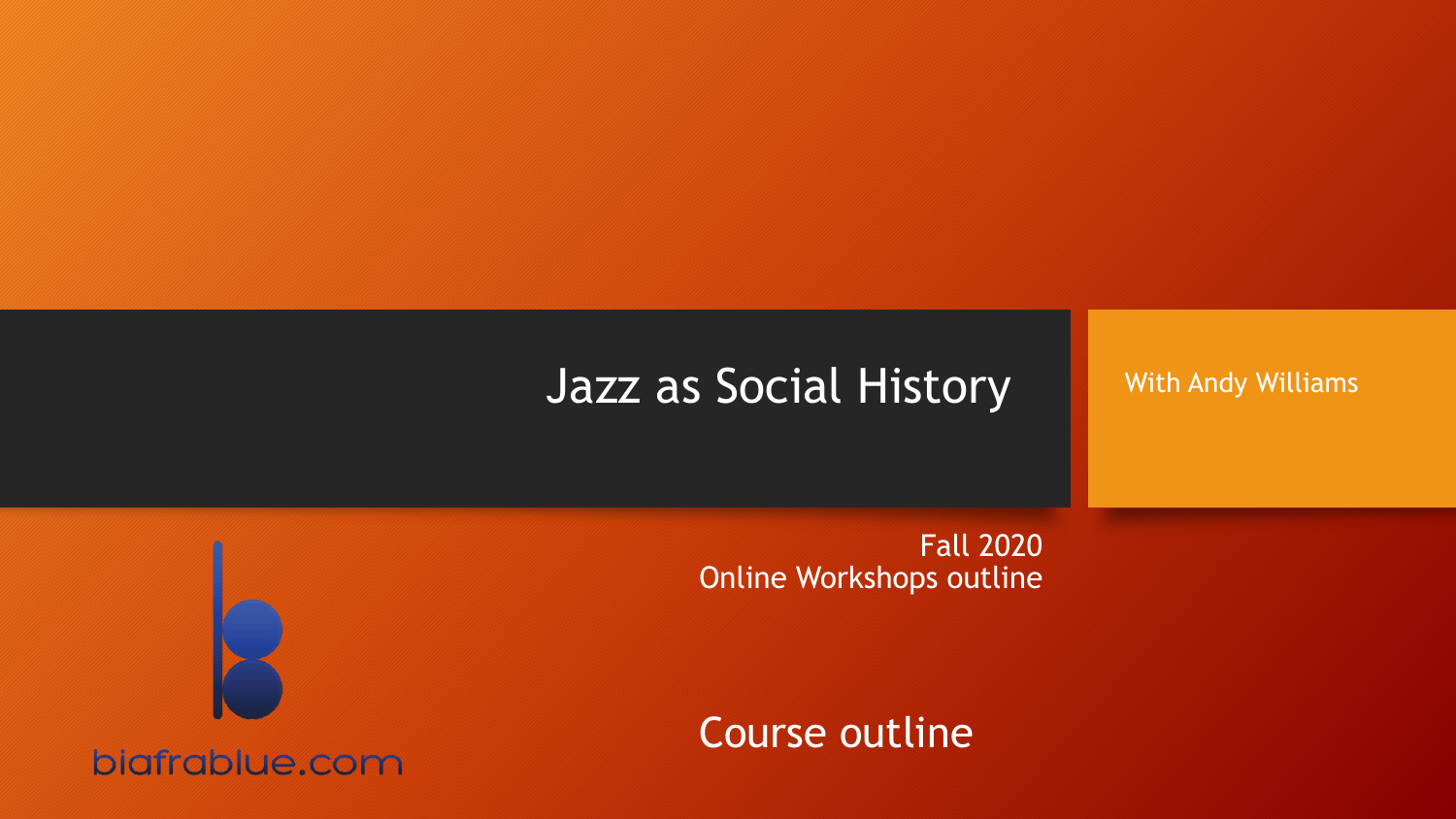# Jazz as Social History

With Andy Williams

Fall 2020
Online Workshops outline

## Course outline

biafrablue.com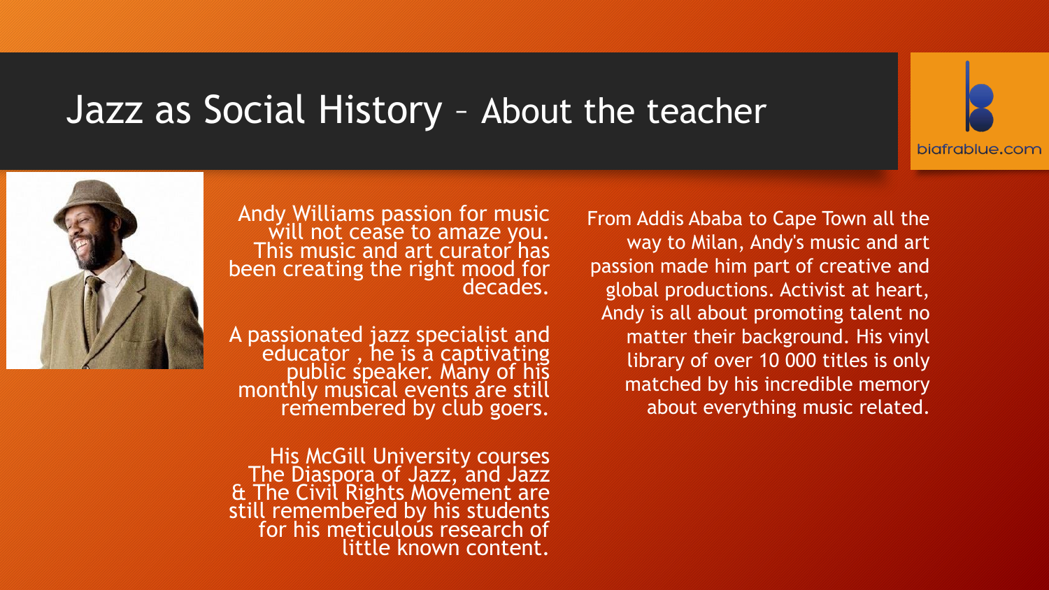# Jazz as Social History – About the teacher

biafrablue.com

Andy Williams passion for music will not cease to amaze you. This music and art curator has been creating the right mood for decades.

A passionated jazz specialist and educator , he is a captivating public speaker. Many of his monthly musical events are still remembered by club goers.

His McGill University courses The Diaspora of Jazz, and Jazz & The Civil Rights Movement are still remembered by his students for his meticulous research of little known content.

From Addis Ababa to Cape Town all the way to Milan, Andy's music and art passion made him part of creative and global productions. Activist at heart, Andy is all about promoting talent no matter their background. His vinyl library of over 10 000 titles is only matched by his incredible memory about everything music related.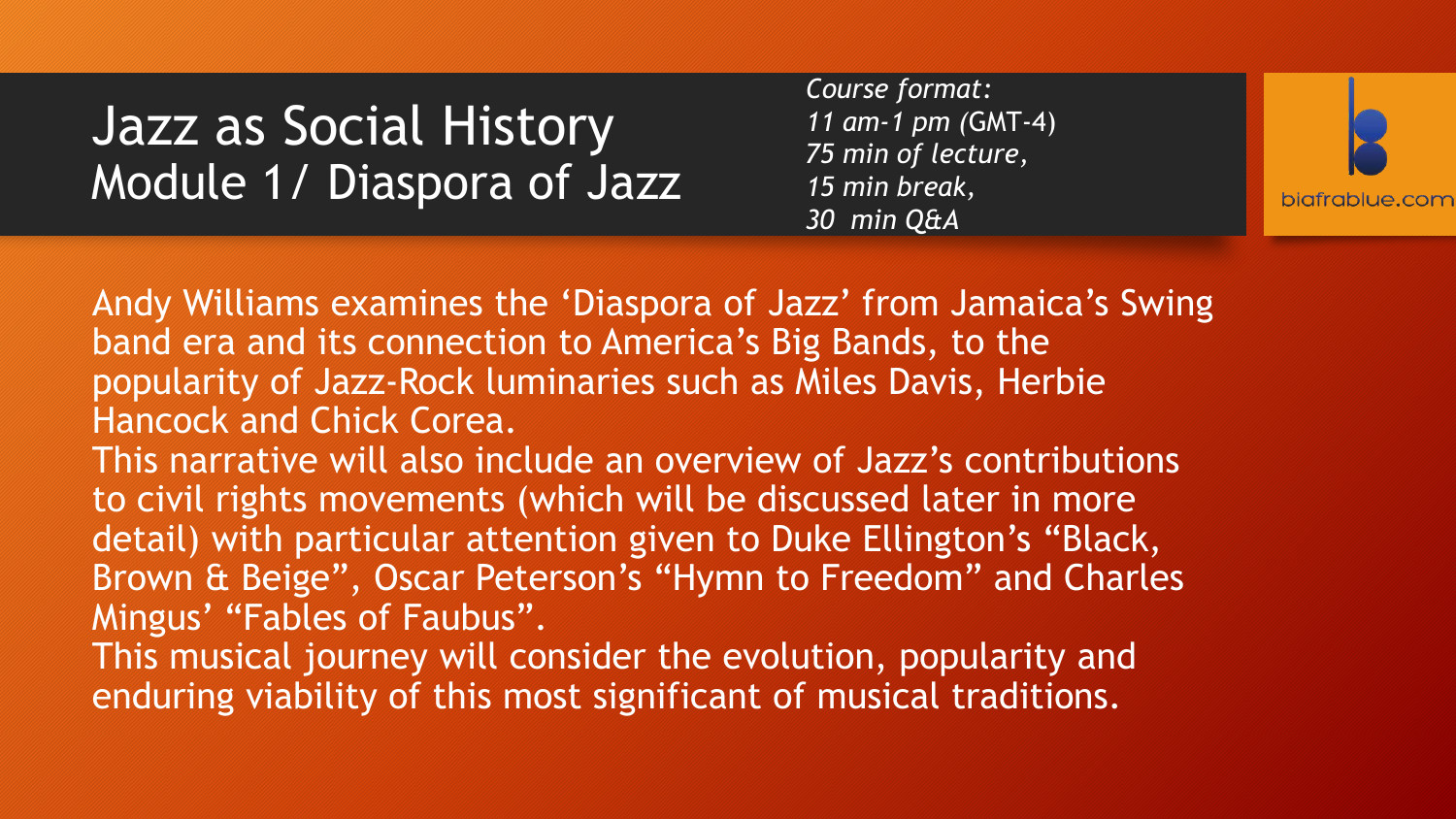# Jazz as Social History
## Module 1/ Diaspora of Jazz

*Course format:*
*11 am-1 pm* (GMT-4)
*75 min of lecture,*
*15 min break,*
*30 min Q&A*

biafrablue.com

Andy Williams examines the 'Diaspora of Jazz' from Jamaica's Swing band era and its connection to America's Big Bands, to the popularity of Jazz-Rock luminaries such as Miles Davis, Herbie Hancock and Chick Corea.

This narrative will also include an overview of Jazz's contributions to civil rights movements (which will be discussed later in more detail) with particular attention given to Duke Ellington's "Black, Brown & Beige", Oscar Peterson's "Hymn to Freedom" and Charles Mingus' "Fables of Faubus".

This musical journey will consider the evolution, popularity and enduring viability of this most significant of musical traditions.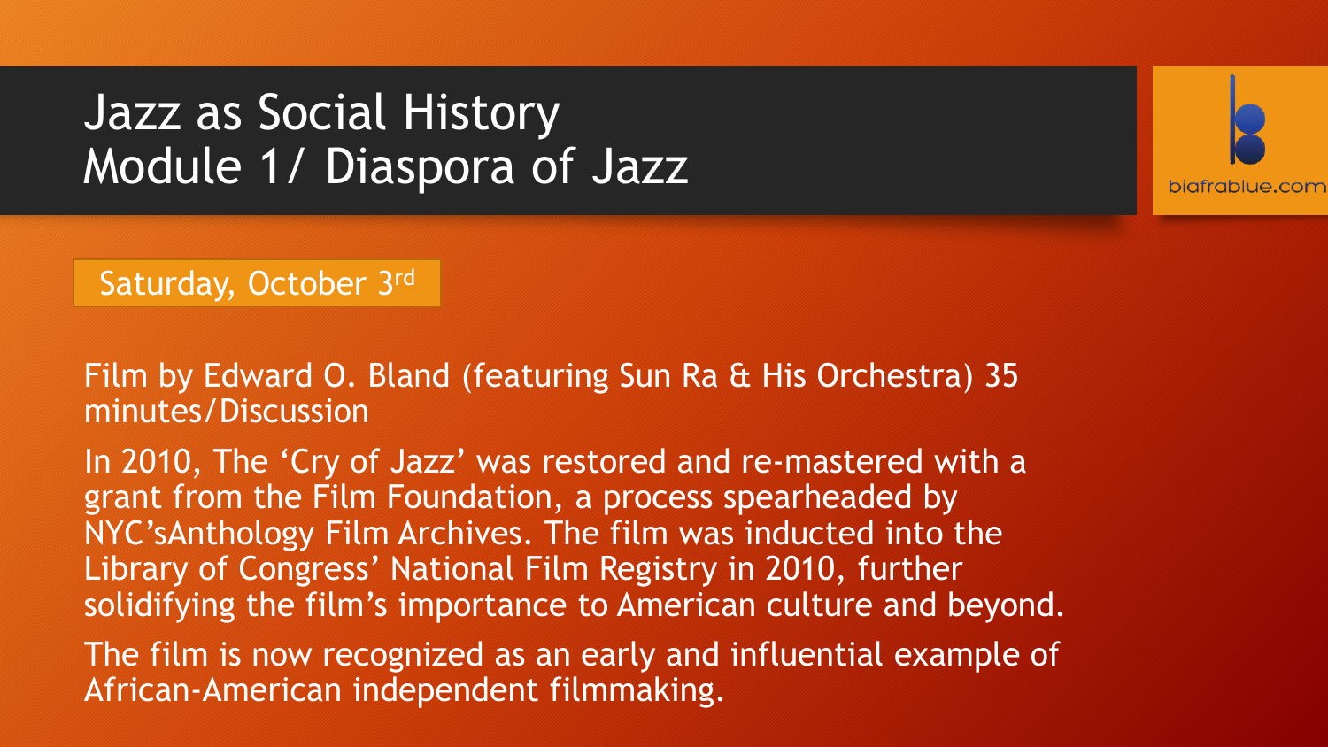# Jazz as Social History
# Module 1/ Diaspora of Jazz

biafrablue.com

Saturday, October 3rd

Film by Edward O. Bland (featuring Sun Ra & His Orchestra) 35 minutes/Discussion

In 2010, The 'Cry of Jazz' was restored and re-mastered with a grant from the Film Foundation, a process spearheaded by NYC'sAnthology Film Archives. The film was inducted into the Library of Congress' National Film Registry in 2010, further solidifying the film's importance to American culture and beyond.

The film is now recognized as an early and influential example of African-American independent filmmaking.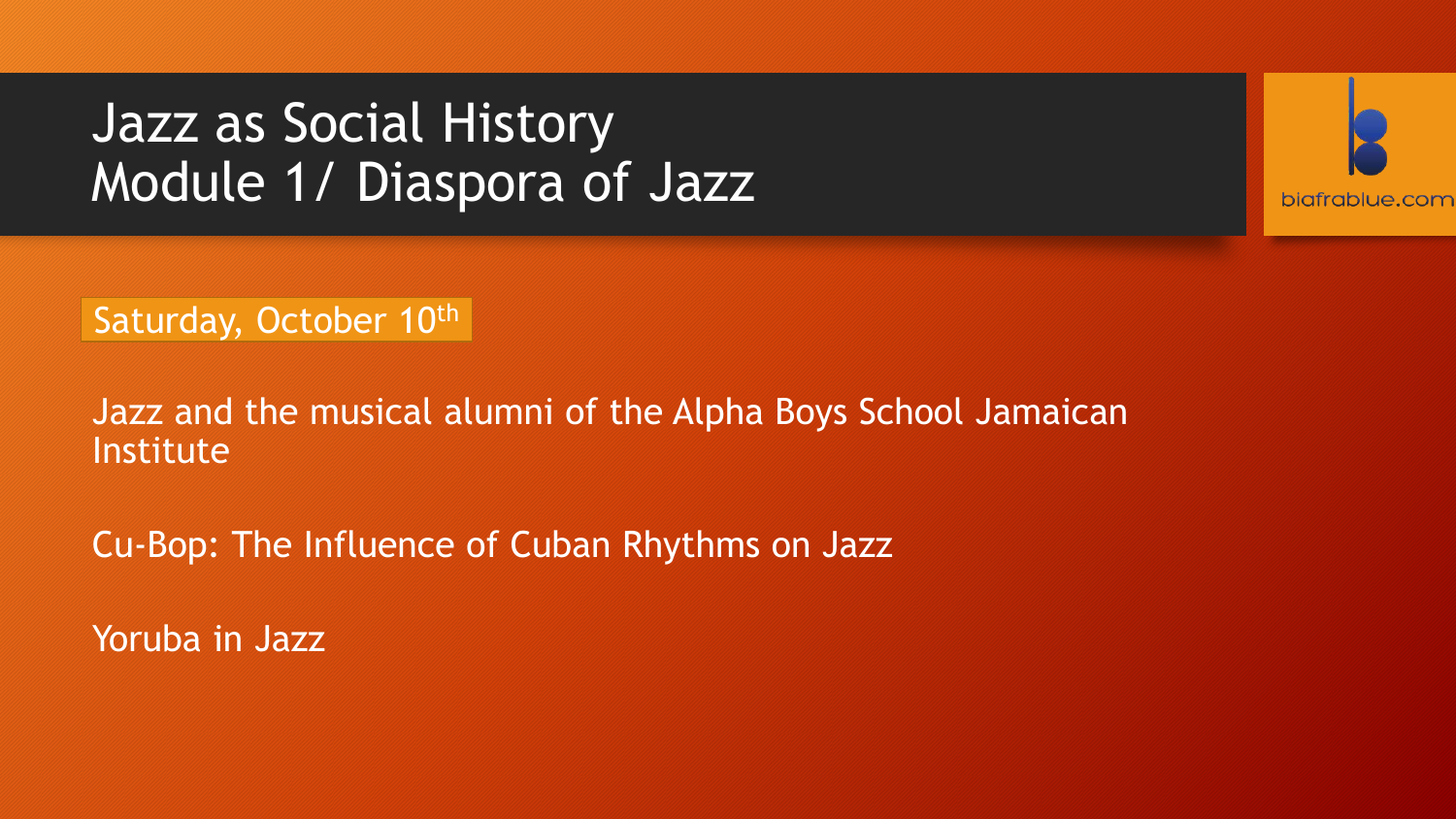# Jazz as Social History
# Module 1/ Diaspora of Jazz

biafrablue.com

Saturday, October 10th

Jazz and the musical alumni of the Alpha Boys School Jamaican Institute

Cu-Bop: The Influence of Cuban Rhythms on Jazz

Yoruba in Jazz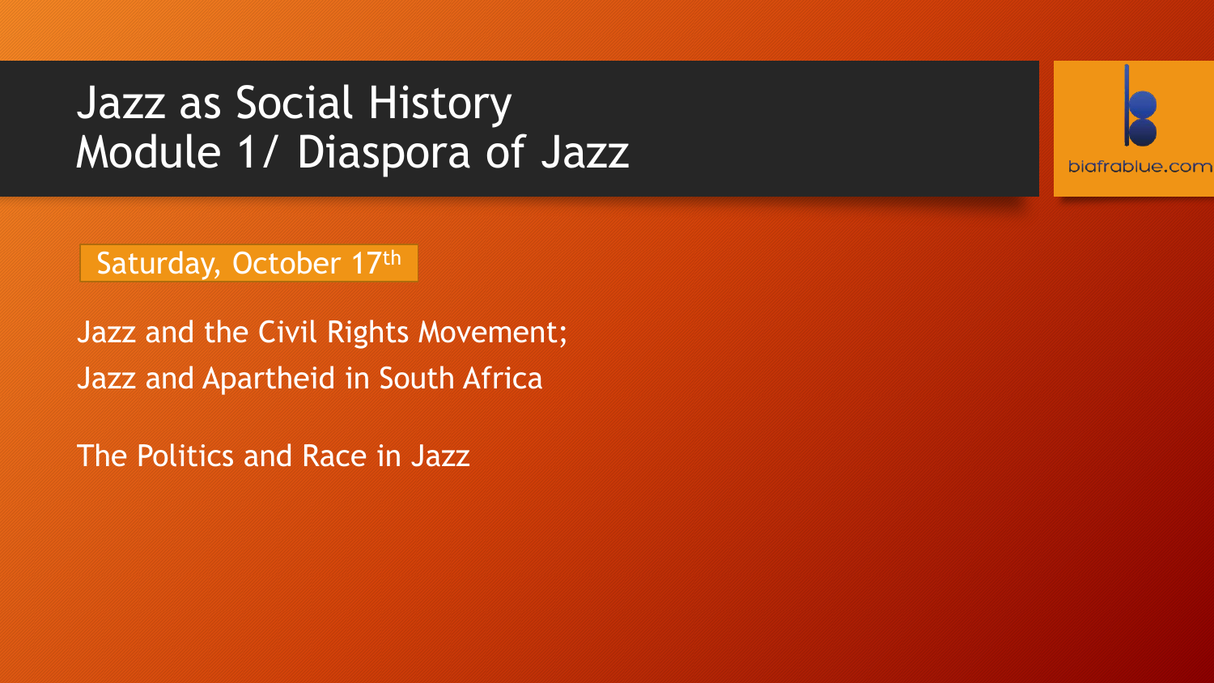# Jazz as Social History
# Module 1/ Diaspora of Jazz

biafrablue.com

Saturday, October 17th

Jazz and the Civil Rights Movement;
Jazz and Apartheid in South Africa

The Politics and Race in Jazz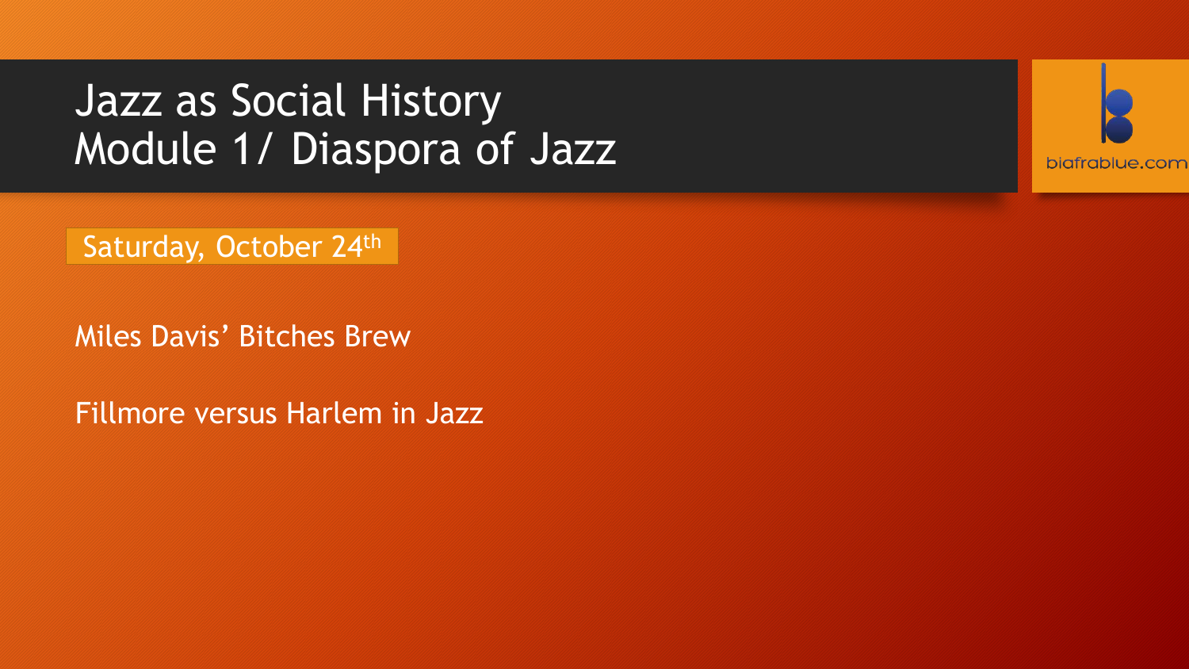# Jazz as Social History
# Module 1/ Diaspora of Jazz

biafrablue.com

Saturday, October 24th

Miles Davis' Bitches Brew

Fillmore versus Harlem in Jazz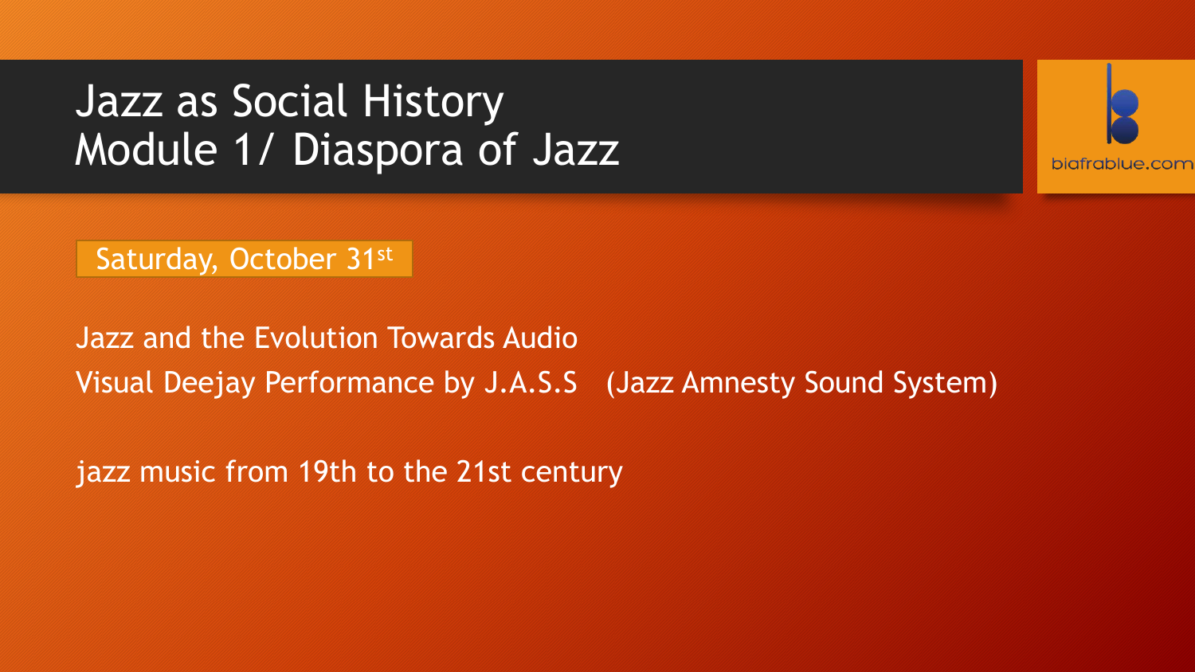# Jazz as Social History
# Module 1/ Diaspora of Jazz

biafrablue.com

Saturday, October 31st

Jazz and the Evolution Towards Audio Visual Deejay Performance by J.A.S.S (Jazz Amnesty Sound System)

jazz music from 19th to the 21st century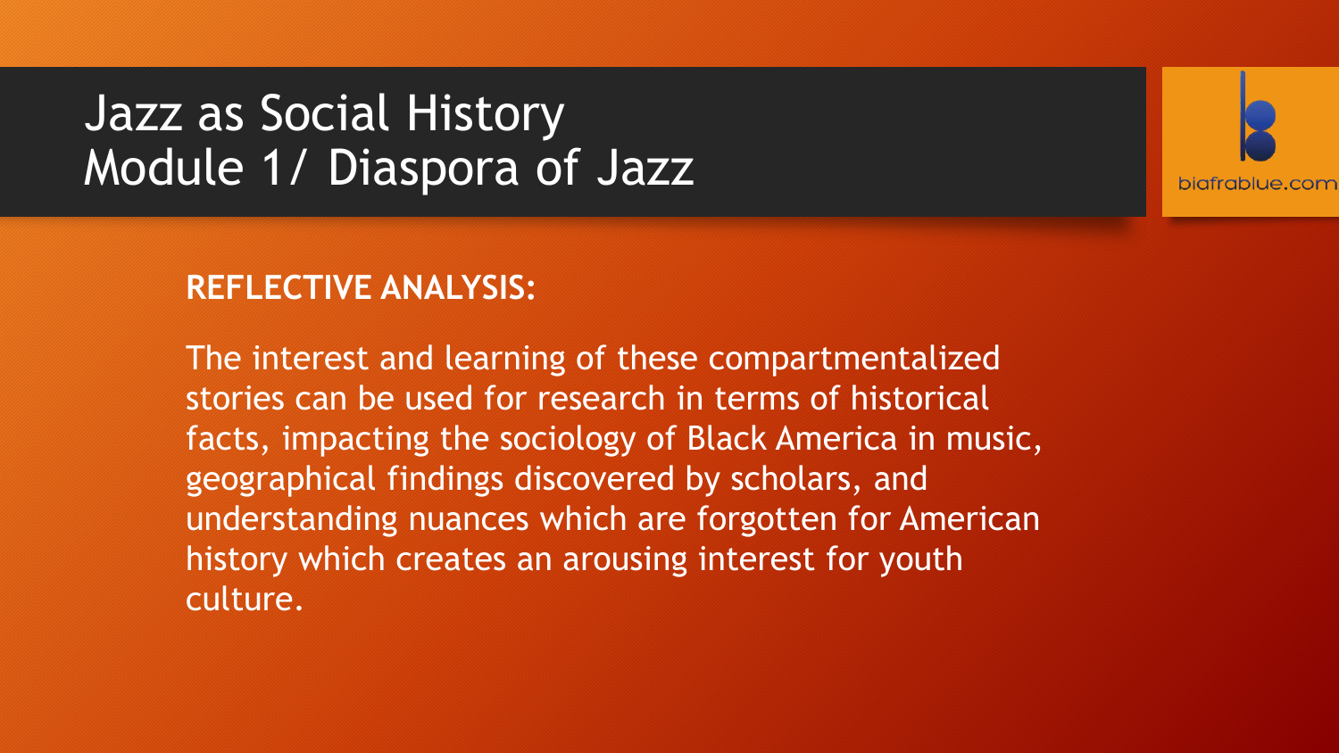# Jazz as Social History
# Module 1/ Diaspora of Jazz

biafrablue.com

**REFLECTIVE ANALYSIS:**

The interest and learning of these compartmentalized stories can be used for research in terms of historical facts, impacting the sociology of Black America in music, geographical findings discovered by scholars, and understanding nuances which are forgotten for American history which creates an arousing interest for youth culture.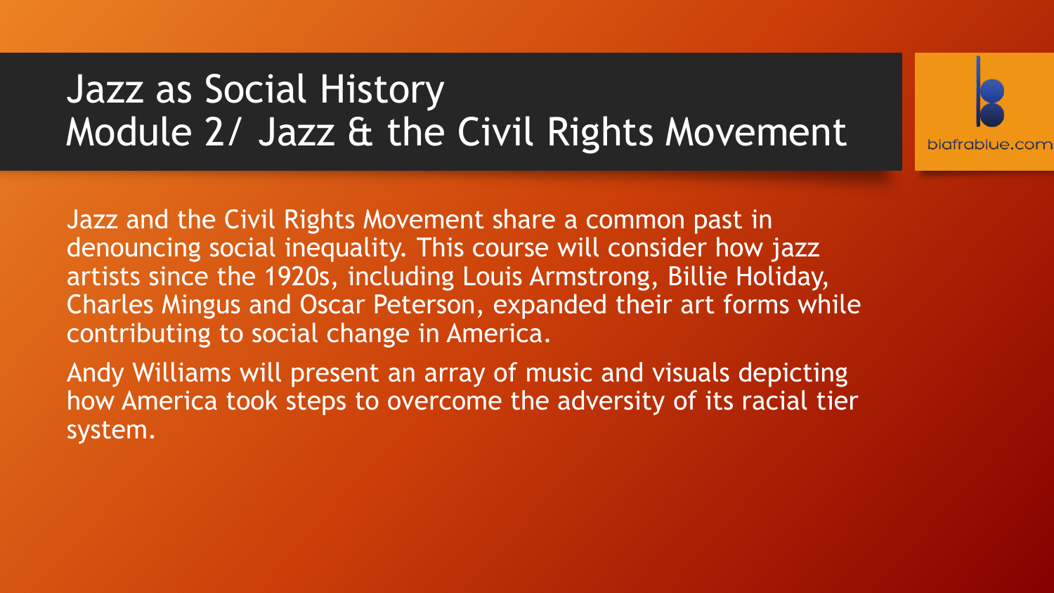# Jazz as Social History
## Module 2/ Jazz & the Civil Rights Movement

biafrablue.com

Jazz and the Civil Rights Movement share a common past in denouncing social inequality. This course will consider how jazz artists since the 1920s, including Louis Armstrong, Billie Holiday, Charles Mingus and Oscar Peterson, expanded their art forms while contributing to social change in America.

Andy Williams will present an array of music and visuals depicting how America took steps to overcome the adversity of its racial tier system.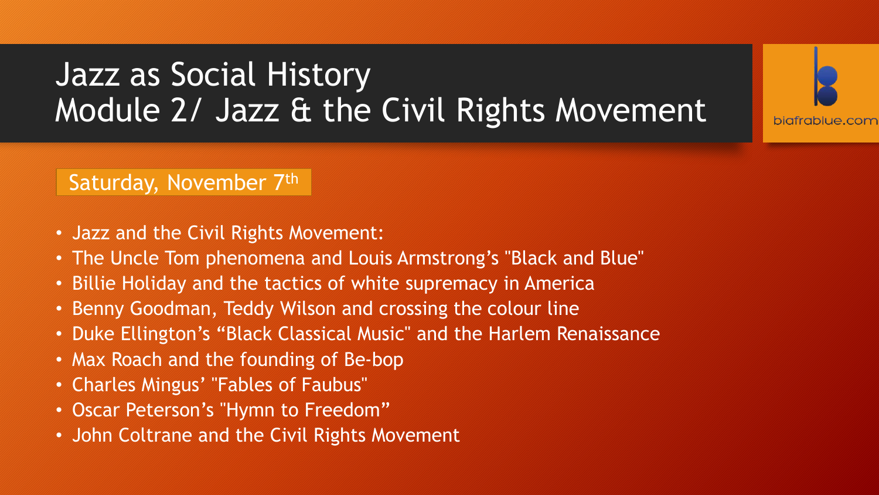# Jazz as Social History
# Module 2/ Jazz & the Civil Rights Movement

biafrablue.com

**Saturday, November 7th**

- Jazz and the Civil Rights Movement:
- The Uncle Tom phenomena and Louis Armstrong's "Black and Blue"
- Billie Holiday and the tactics of white supremacy in America
- Benny Goodman, Teddy Wilson and crossing the colour line
- Duke Ellington's "Black Classical Music" and the Harlem Renaissance
- Max Roach and the founding of Be-bop
- Charles Mingus' "Fables of Faubus"
- Oscar Peterson's "Hymn to Freedom"
- John Coltrane and the Civil Rights Movement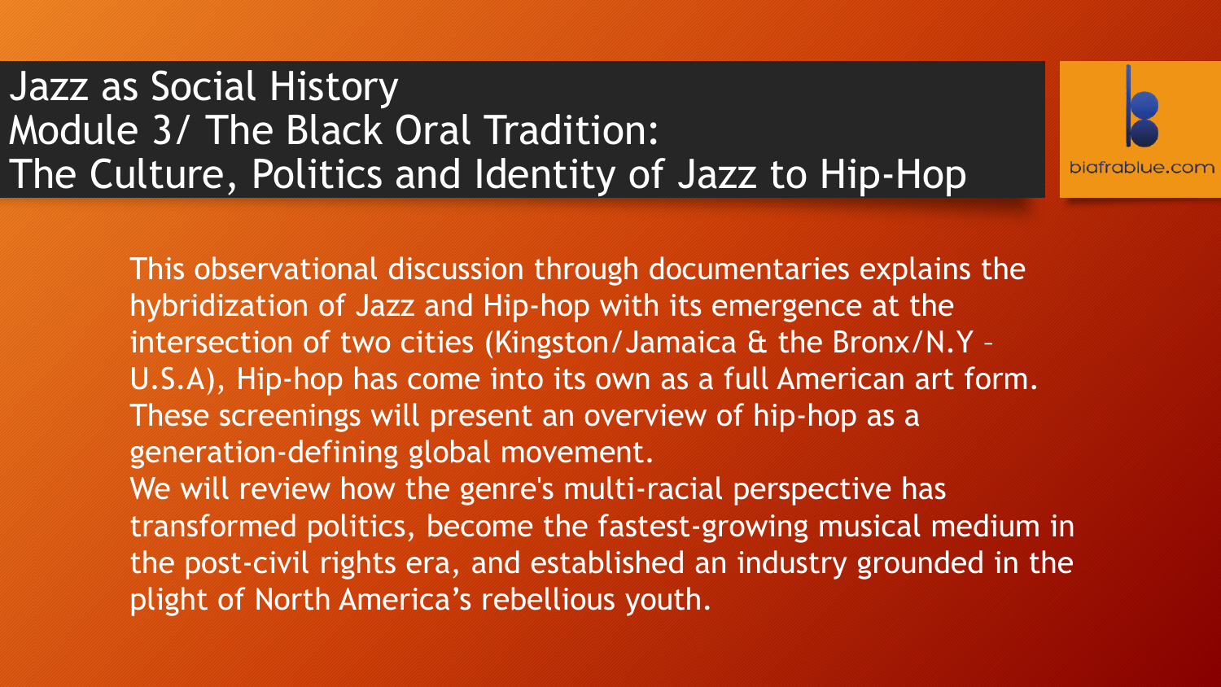# Jazz as Social History
## Module 3/ The Black Oral Tradition:
## The Culture, Politics and Identity of Jazz to Hip-Hop

biafrablue.com

This observational discussion through documentaries explains the hybridization of Jazz and Hip-hop with its emergence at the intersection of two cities (Kingston/Jamaica & the Bronx/N.Y – U.S.A), Hip-hop has come into its own as a full American art form. These screenings will present an overview of hip-hop as a generation-defining global movement.

We will review how the genre's multi-racial perspective has transformed politics, become the fastest-growing musical medium in the post-civil rights era, and established an industry grounded in the plight of North America's rebellious youth.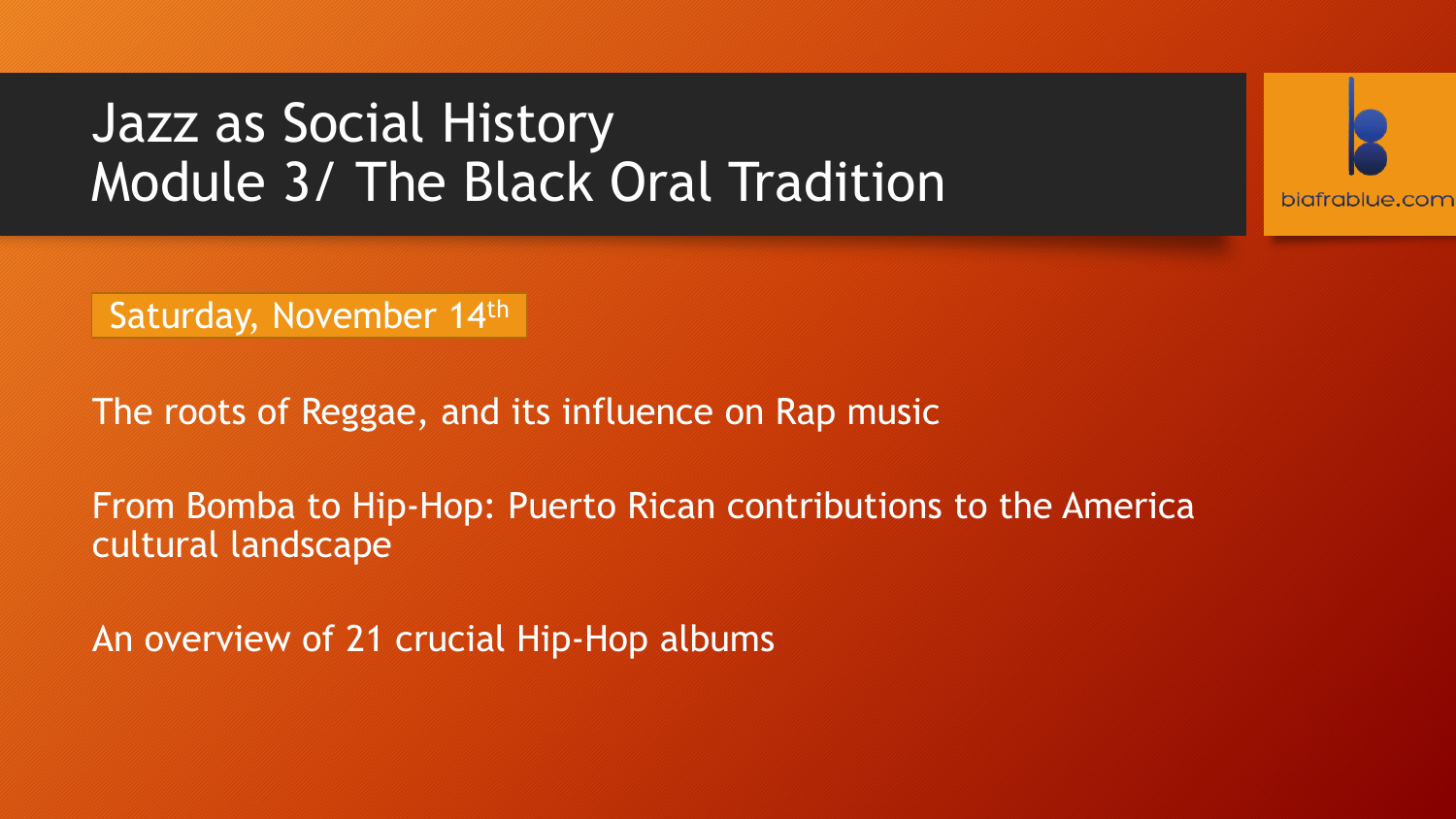# Jazz as Social History
# Module 3/ The Black Oral Tradition

biafrablue.com

Saturday, November 14th

The roots of Reggae, and its influence on Rap music

From Bomba to Hip-Hop: Puerto Rican contributions to the America cultural landscape

An overview of 21 crucial Hip-Hop albums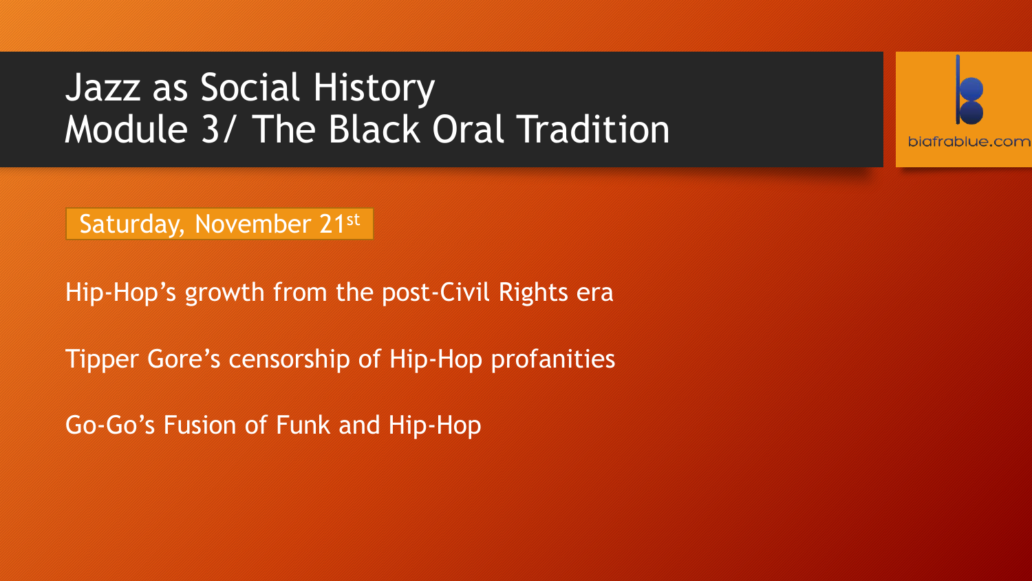# Jazz as Social History
# Module 3/ The Black Oral Tradition

biafrablue.com

Saturday, November 21st

Hip-Hop's growth from the post-Civil Rights era

Tipper Gore's censorship of Hip-Hop profanities

Go-Go's Fusion of Funk and Hip-Hop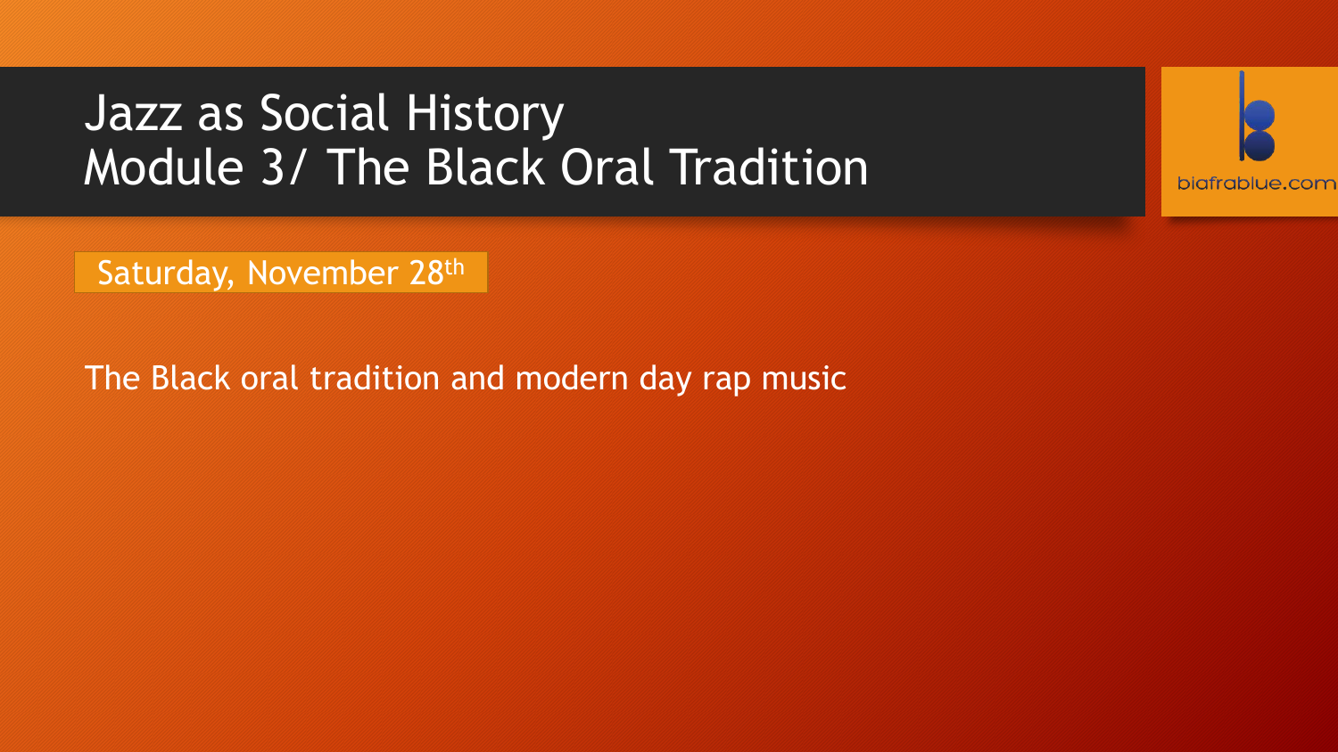# Jazz as Social History
# Module 3/ The Black Oral Tradition

biafrablue.com

Saturday, November 28th

The Black oral tradition and modern day rap music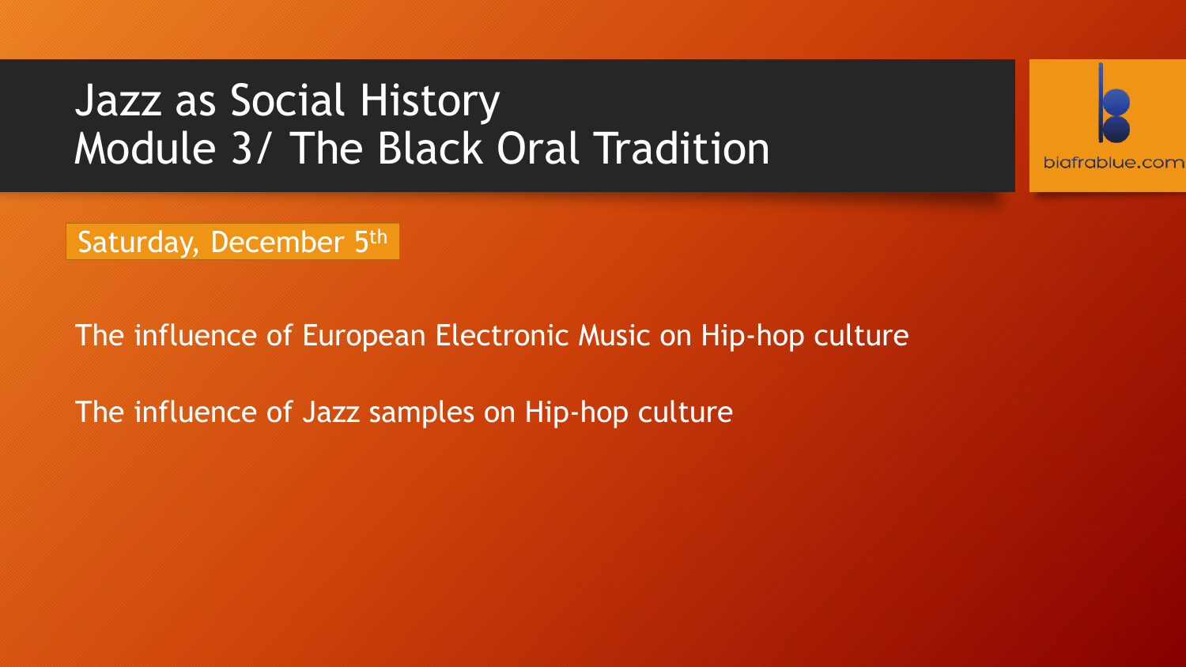# Jazz as Social History
# Module 3/ The Black Oral Tradition

biafrablue.com

Saturday, December 5th

The influence of European Electronic Music on Hip-hop culture

The influence of Jazz samples on Hip-hop culture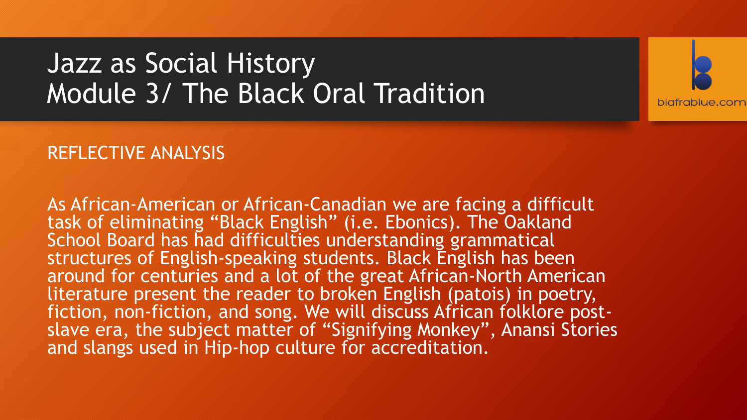# Jazz as Social History
# Module 3/ The Black Oral Tradition

biafrablue.com

## REFLECTIVE ANALYSIS

As African-American or African-Canadian we are facing a difficult task of eliminating “Black English” (i.e. Ebonics). The Oakland School Board has had difficulties understanding grammatical structures of English-speaking students. Black English has been around for centuries and a lot of the great African-North American literature present the reader to broken English (patois) in poetry, fiction, non-fiction, and song. We will discuss African folklore post-slave era, the subject matter of “Signifying Monkey”, Anansi Stories and slangs used in Hip-hop culture for accreditation.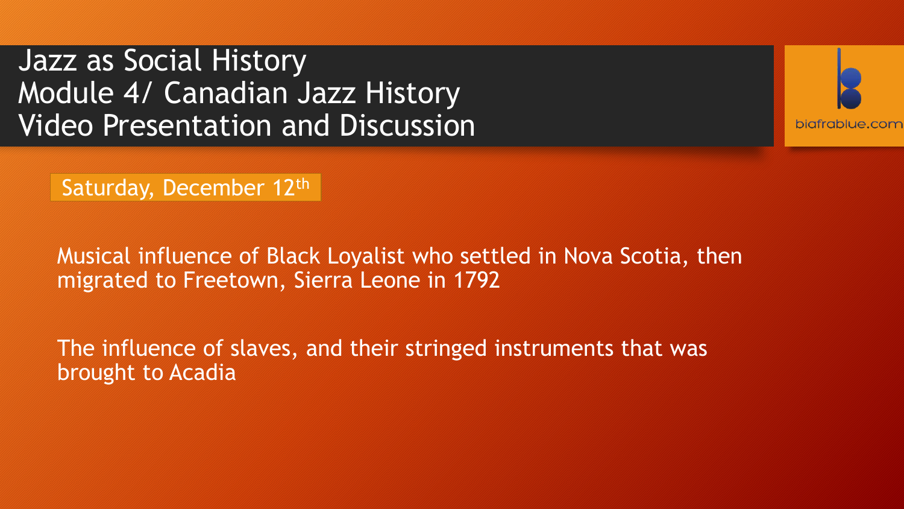# Jazz as Social History
# Module 4/ Canadian Jazz History
# Video Presentation and Discussion

biafrablue.com

Saturday, December 12th

Musical influence of Black Loyalist who settled in Nova Scotia, then migrated to Freetown, Sierra Leone in 1792

The influence of slaves, and their stringed instruments that was brought to Acadia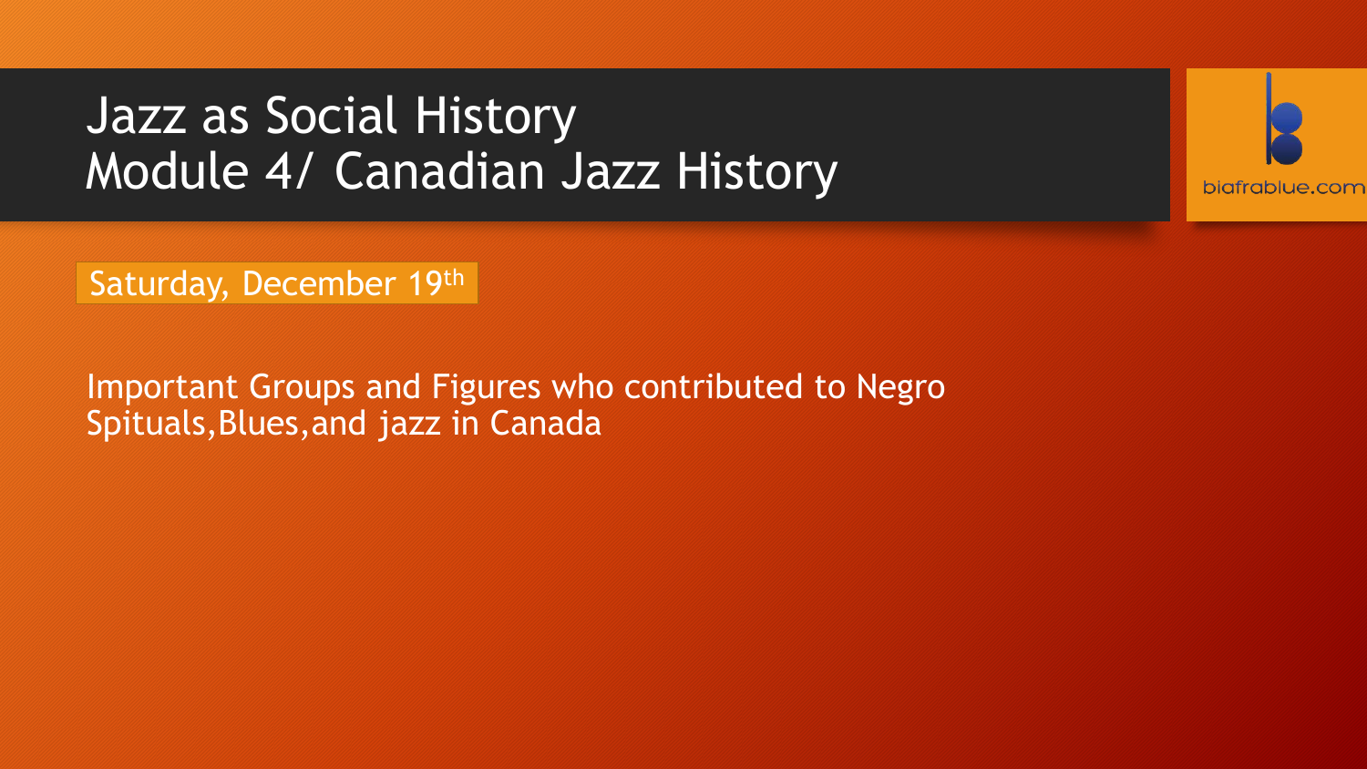# Jazz as Social History
# Module 4/ Canadian Jazz History

biafrablue.com

Saturday, December 19th

Important Groups and Figures who contributed to Negro Spituals,Blues,and jazz in Canada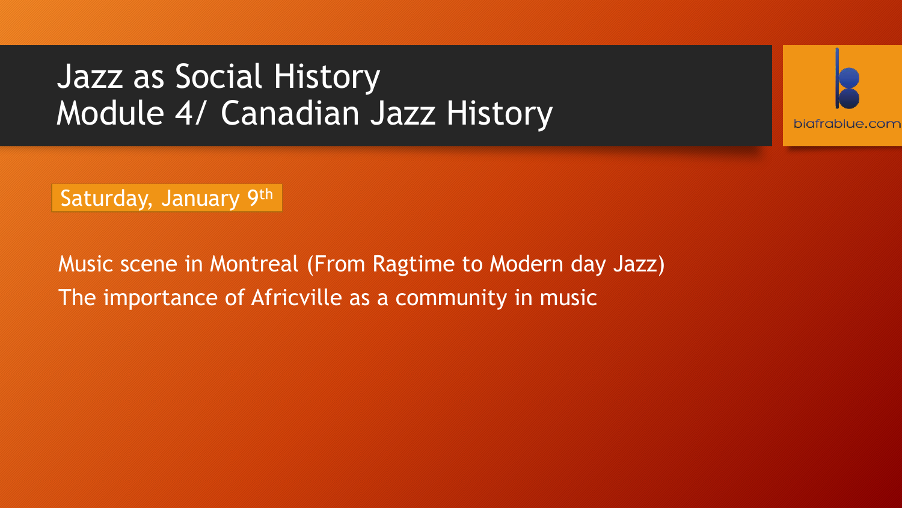# Jazz as Social History
# Module 4/ Canadian Jazz History

biafrablue.com

Saturday, January 9th

Music scene in Montreal (From Ragtime to Modern day Jazz)

The importance of Africville as a community in music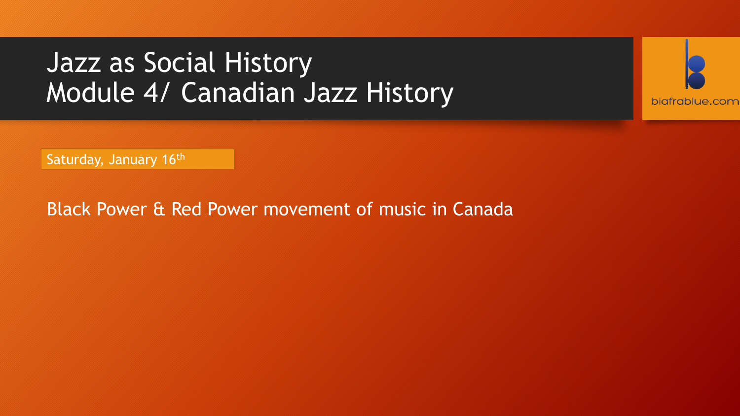# Jazz as Social History
# Module 4/ Canadian Jazz History

biafrablue.com

Saturday, January 16th

Black Power & Red Power movement of music in Canada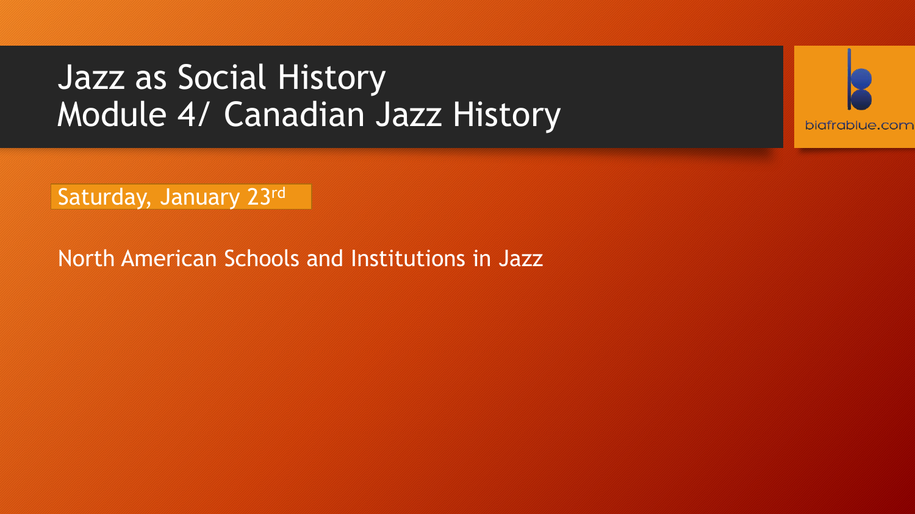# Jazz as Social History
# Module 4/ Canadian Jazz History

biafrablue.com

Saturday, January 23rd

North American Schools and Institutions in Jazz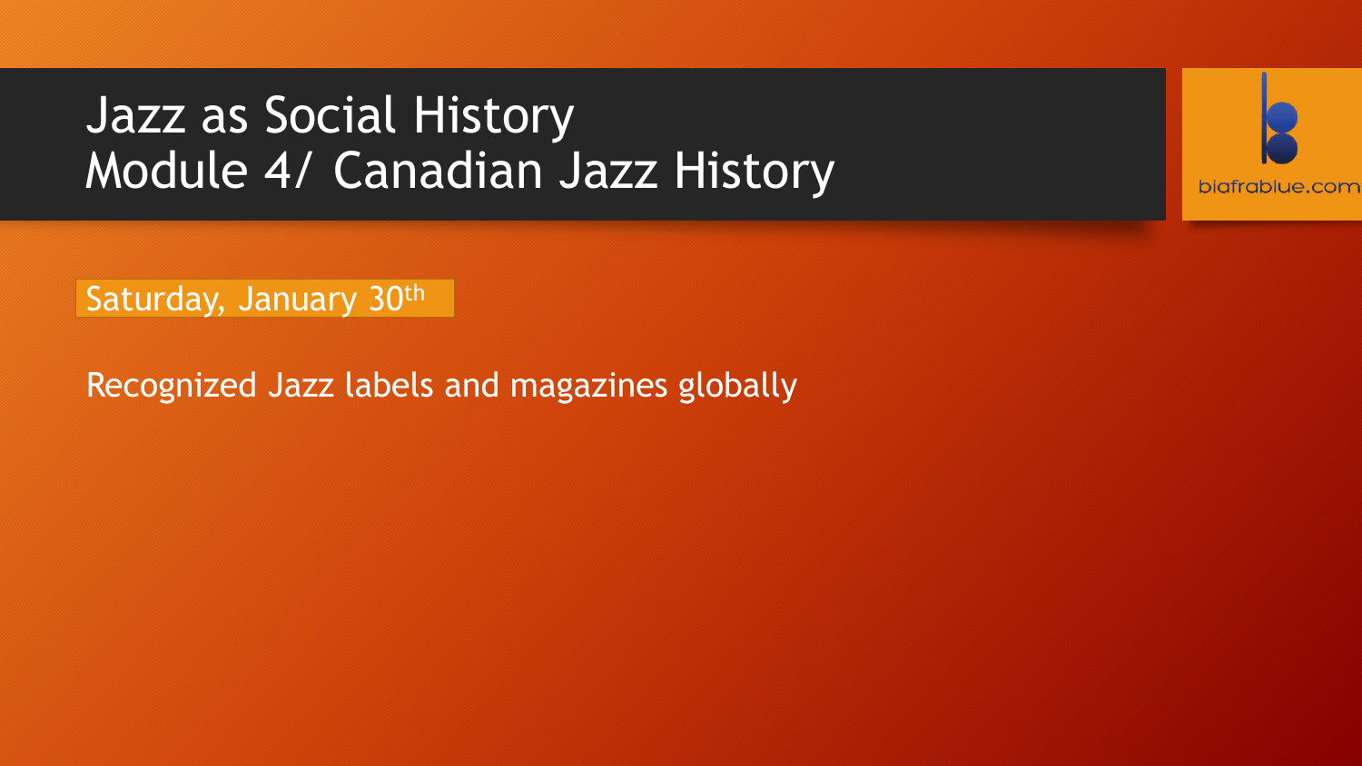# Jazz as Social History
# Module 4/ Canadian Jazz History

biafrablue.com

Saturday, January 30th

Recognized Jazz labels and magazines globally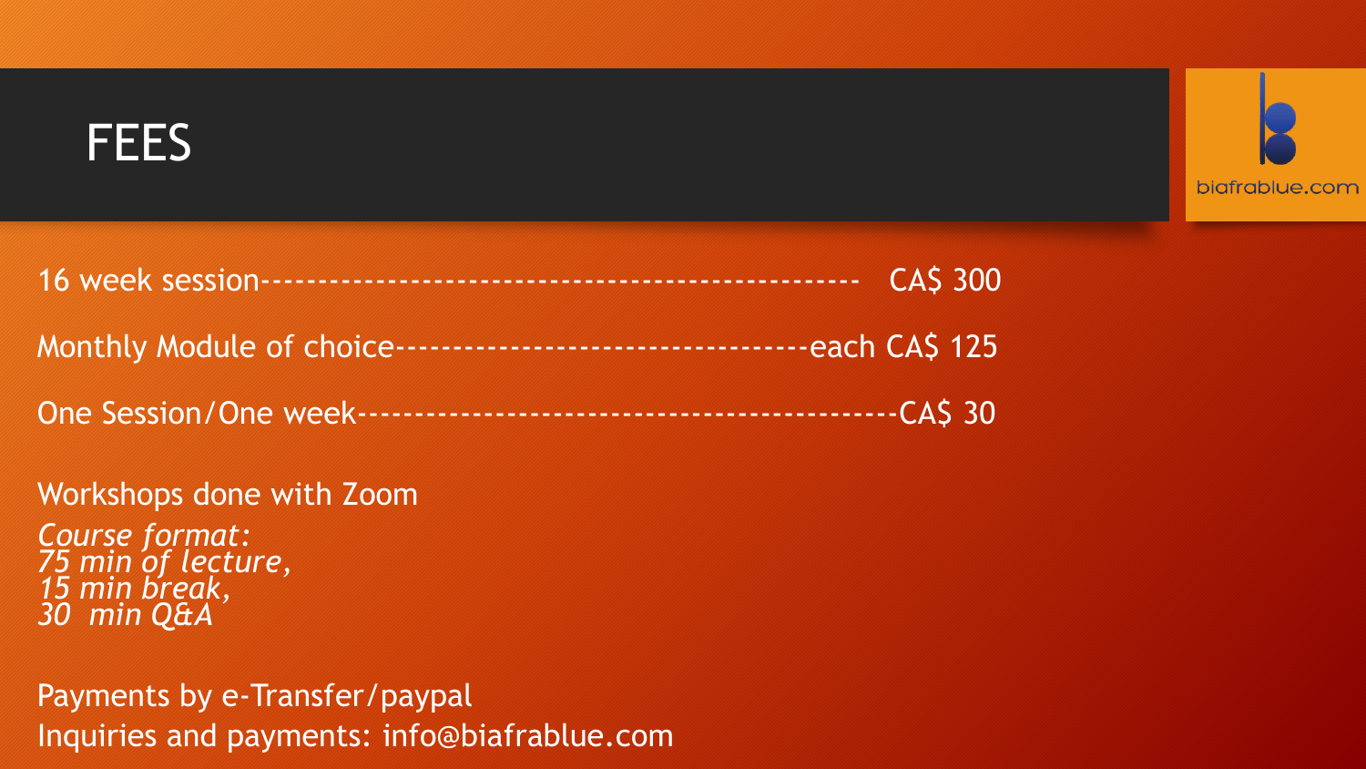# FEES

16 week session------------------------------------------------- CA$ 300

Monthly Module of choice----------------------------------each CA$ 125

One Session/One week--------------------------------------------CA$ 30

Workshops done with Zoom

*Course format:*
*75 min of lecture,*
*15 min break,*
*30 min Q&A*

Payments by e-Transfer/paypal

Inquiries and payments: info@biafrablue.com

biafrablue.com